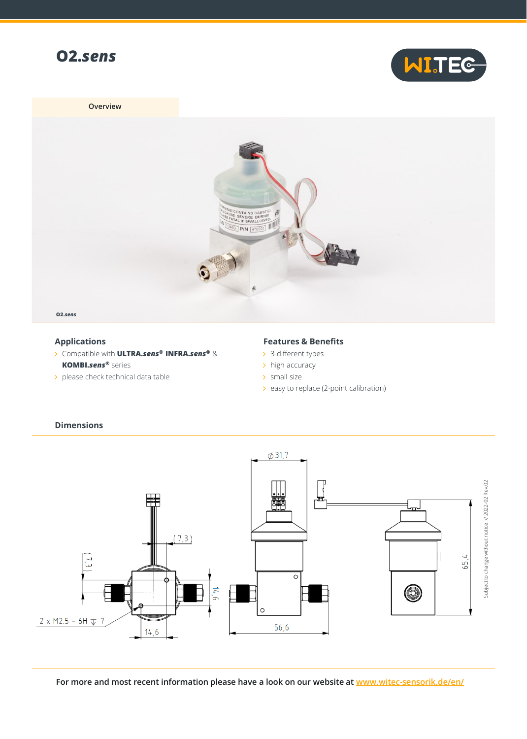# O2.*sens*

Overview

O2.*sens*

## Applications

- Compatible with **ULTRA.*sens*®** **INFRA.*sens*®** & **KOMBI.*sens*®** series
- please check technical data table

## Features & Benefits

- 3 different types
- high accuracy
- small size
- easy to replace (2-point calibration)

## Dimensions

⌀31,7

(7,3)

(7,3)

14,6

2 x M2.5 – 6H ⊽ 7

14,6

56,6

65,4

Subject to change without notice. // 2022-02 Rev.02

For more and most recent information please have a look on our website at www.witec-sensorik.de/en/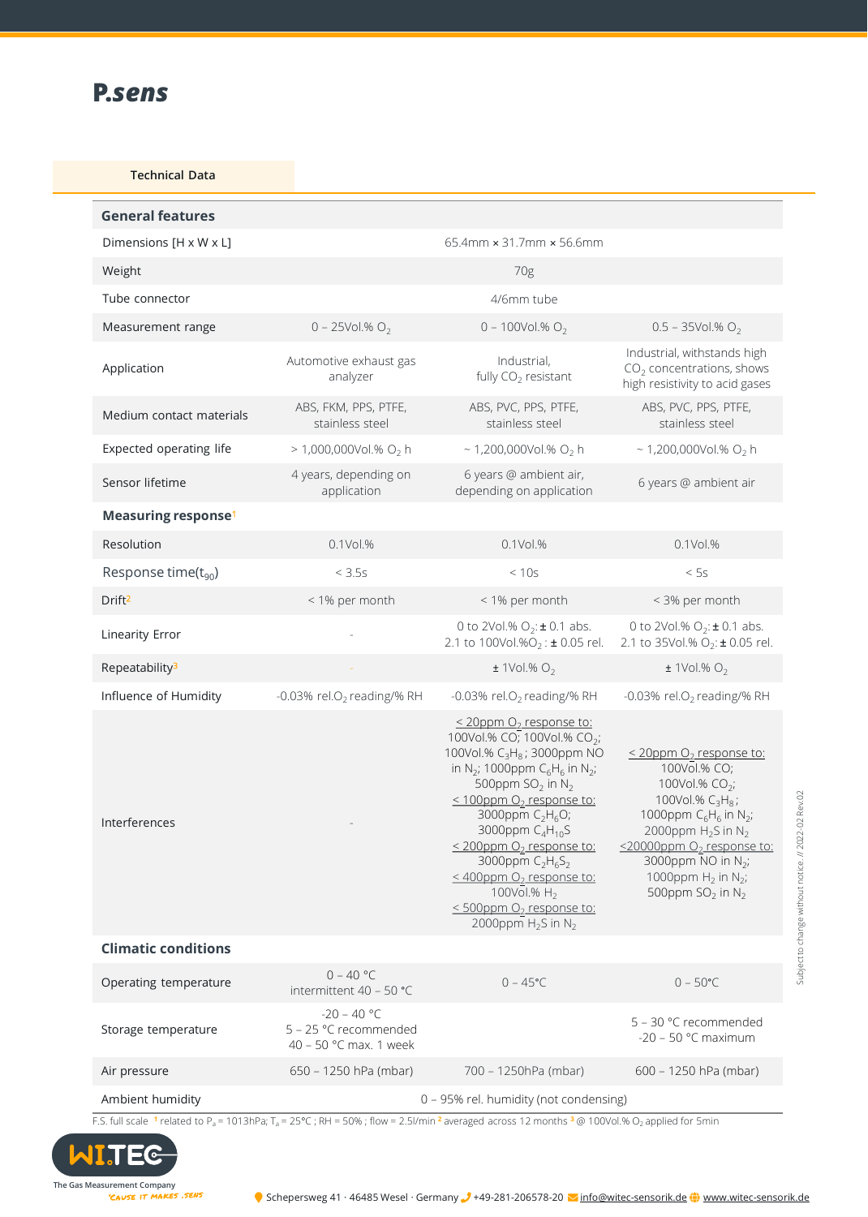# P.sens

## Technical Data

| | | | |
|---|---|---|---|
| **General features** | | | |
| Dimensions [H x W x L] | 65.4mm × 31.7mm × 56.6mm | | |
| Weight | 70g | | |
| Tube connector | 4/6mm tube | | |
| Measurement range | 0 – 25Vol.% $O_2$ | 0 – 100Vol.% $O_2$ | 0.5 – 35Vol.% $O_2$ |
| Application | Automotive exhaust gas analyzer | Industrial, fully $CO_2$ resistant | Industrial, withstands high $CO_2$ concentrations, shows high resistivity to acid gases |
| Medium contact materials | ABS, FKM, PPS, PTFE, stainless steel | ABS, PVC, PPS, PTFE, stainless steel | ABS, PVC, PPS, PTFE, stainless steel |
| Expected operating life | > 1,000,000Vol.% $O_2$ h | ~ 1,200,000Vol.% $O_2$ h | ~ 1,200,000Vol.% $O_2$ h |
| Sensor lifetime | 4 years, depending on application | 6 years @ ambient air, depending on application | 6 years @ ambient air |
| **Measuring response**[1] | | | |
| Resolution | 0.1Vol.% | 0.1Vol.% | 0.1Vol.% |
| Response time($t_{90}$) | < 3.5s | < 10s | < 5s |
| Drift[2] | < 1% per month | < 1% per month | < 3% per month |
| Linearity Error | - | 0 to 2Vol.% $O_2$: ± 0.1 abs. 2.1 to 100Vol.% $O_2$ : ± 0.05 rel. | 0 to 2Vol.% $O_2$: ± 0.1 abs. 2.1 to 35Vol.% $O_2$: ± 0.05 rel. |
| Repeatability[3] | - | ± 1Vol.% $O_2$ | ± 1Vol.% $O_2$ |
| Influence of Humidity | -0.03% rel.$O_2$ reading/% RH | -0.03% rel.$O_2$ reading/% RH | -0.03% rel.$O_2$ reading/% RH |
| Interferences | - | < 20ppm $O_2$ response to: 100Vol.% CO; 100Vol.% $CO_2$; 100Vol.% $C_3H_8$; 3000ppm NO in $N_2$; 1000ppm $C_6H_6$ in $N_2$; 500ppm $SO_2$ in $N_2$ < 100ppm $O_2$ response to: 3000ppm $C_2H_6O$; 3000ppm $C_4H_{10}S$ < 200ppm $O_2$ response to: 3000ppm $C_2H_6S_2$ < 400ppm $O_2$ response to: 100Vol.% $H_2$ < 500ppm $O_2$ response to: 2000ppm $H_2S$ in $N_2$ | < 20ppm $O_2$ response to: 100Vol.% CO; 100Vol.% $CO_2$; 100Vol.% $C_3H_8$; 1000ppm $C_6H_6$ in $N_2$; 2000ppm $H_2S$ in $N_2$ <20000ppm $O_2$ response to: 3000ppm NO in $N_2$; 1000ppm $H_2$ in $N_2$; 500ppm $SO_2$ in $N_2$ |
| **Climatic conditions** | | | |
| Operating temperature | 0 – 40 °C intermittent 40 – 50 °C | 0 – 45°C | 0 – 50°C |
| Storage temperature | -20 – 40 °C 5 – 25 °C recommended 40 – 50 °C max. 1 week | | 5 – 30 °C recommended -20 – 50 °C maximum |
| Air pressure | 650 – 1250 hPa (mbar) | 700 – 1250hPa (mbar) | 600 – 1250 hPa (mbar) |
| Ambient humidity | 0 – 95% rel. humidity (not condensing) | | |

F.S. full scale [1] related to $P_a$ = 1013hPa; $T_a$ = 25°C ; RH = 50% ; flow = 2.5l/min [2] averaged across 12 months [3] @ 100Vol.% $O_2$ applied for 5min

Subject to change without notice. // 2022-02 Rev.02

WI.TEC — The Gas Measurement Company — 'CAUSE IT MAKES .SENS

Schepersweg 41 · 46485 Wesel · Germany · +49-281-206578-20 · info@witec-sensorik.de · www.witec-sensorik.de